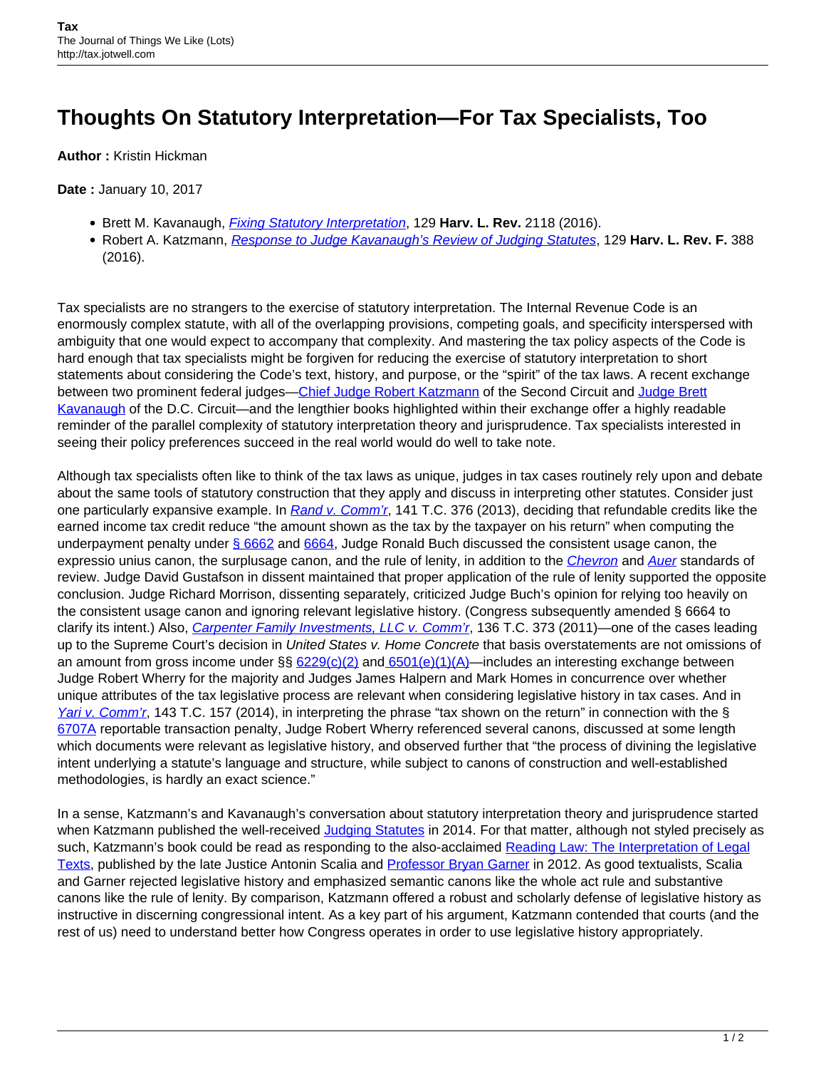# Thoughts On Statutory Interpretation—For Tax Specialists, Too

**Author :** Kristin Hickman

**Date :** January 10, 2017

- Brett M. Kavanaugh, *Fixing Statutory Interpretation*, 129 **Harv. L. Rev.** 2118 (2016).
- Robert A. Katzmann, *Response to Judge Kavanaugh's Review of Judging Statutes*, 129 **Harv. L. Rev. F.** 388 (2016).

Tax specialists are no strangers to the exercise of statutory interpretation. The Internal Revenue Code is an enormously complex statute, with all of the overlapping provisions, competing goals, and specificity interspersed with ambiguity that one would expect to accompany that complexity. And mastering the tax policy aspects of the Code is hard enough that tax specialists might be forgiven for reducing the exercise of statutory interpretation to short statements about considering the Code's text, history, and purpose, or the "spirit" of the tax laws. A recent exchange between two prominent federal judges—Chief Judge Robert Katzmann of the Second Circuit and Judge Brett Kavanaugh of the D.C. Circuit—and the lengthier books highlighted within their exchange offer a highly readable reminder of the parallel complexity of statutory interpretation theory and jurisprudence. Tax specialists interested in seeing their policy preferences succeed in the real world would do well to take note.

Although tax specialists often like to think of the tax laws as unique, judges in tax cases routinely rely upon and debate about the same tools of statutory construction that they apply and discuss in interpreting other statutes. Consider just one particularly expansive example. In *Rand v. Comm'r*, 141 T.C. 376 (2013), deciding that refundable credits like the earned income tax credit reduce "the amount shown as the tax by the taxpayer on his return" when computing the underpayment penalty under § 6662 and 6664, Judge Ronald Buch discussed the consistent usage canon, the expressio unius canon, the surplusage canon, and the rule of lenity, in addition to the *Chevron* and *Auer* standards of review. Judge David Gustafson in dissent maintained that proper application of the rule of lenity supported the opposite conclusion. Judge Richard Morrison, dissenting separately, criticized Judge Buch's opinion for relying too heavily on the consistent usage canon and ignoring relevant legislative history. (Congress subsequently amended § 6664 to clarify its intent.) Also, *Carpenter Family Investments, LLC v. Comm'r*, 136 T.C. 373 (2011)—one of the cases leading up to the Supreme Court's decision in *United States v. Home Concrete* that basis overstatements are not omissions of an amount from gross income under §§ 6229(c)(2) and 6501(e)(1)(A)—includes an interesting exchange between Judge Robert Wherry for the majority and Judges James Halpern and Mark Homes in concurrence over whether unique attributes of the tax legislative process are relevant when considering legislative history in tax cases. And in *Yari v. Comm'r*, 143 T.C. 157 (2014), in interpreting the phrase "tax shown on the return" in connection with the § 6707A reportable transaction penalty, Judge Robert Wherry referenced several canons, discussed at some length which documents were relevant as legislative history, and observed further that "the process of divining the legislative intent underlying a statute's language and structure, while subject to canons of construction and well-established methodologies, is hardly an exact science."

In a sense, Katzmann's and Kavanaugh's conversation about statutory interpretation theory and jurisprudence started when Katzmann published the well-received Judging Statutes in 2014. For that matter, although not styled precisely as such, Katzmann's book could be read as responding to the also-acclaimed Reading Law: The Interpretation of Legal Texts, published by the late Justice Antonin Scalia and Professor Bryan Garner in 2012. As good textualists, Scalia and Garner rejected legislative history and emphasized semantic canons like the whole act rule and substantive canons like the rule of lenity. By comparison, Katzmann offered a robust and scholarly defense of legislative history as instructive in discerning congressional intent. As a key part of his argument, Katzmann contended that courts (and the rest of us) need to understand better how Congress operates in order to use legislative history appropriately.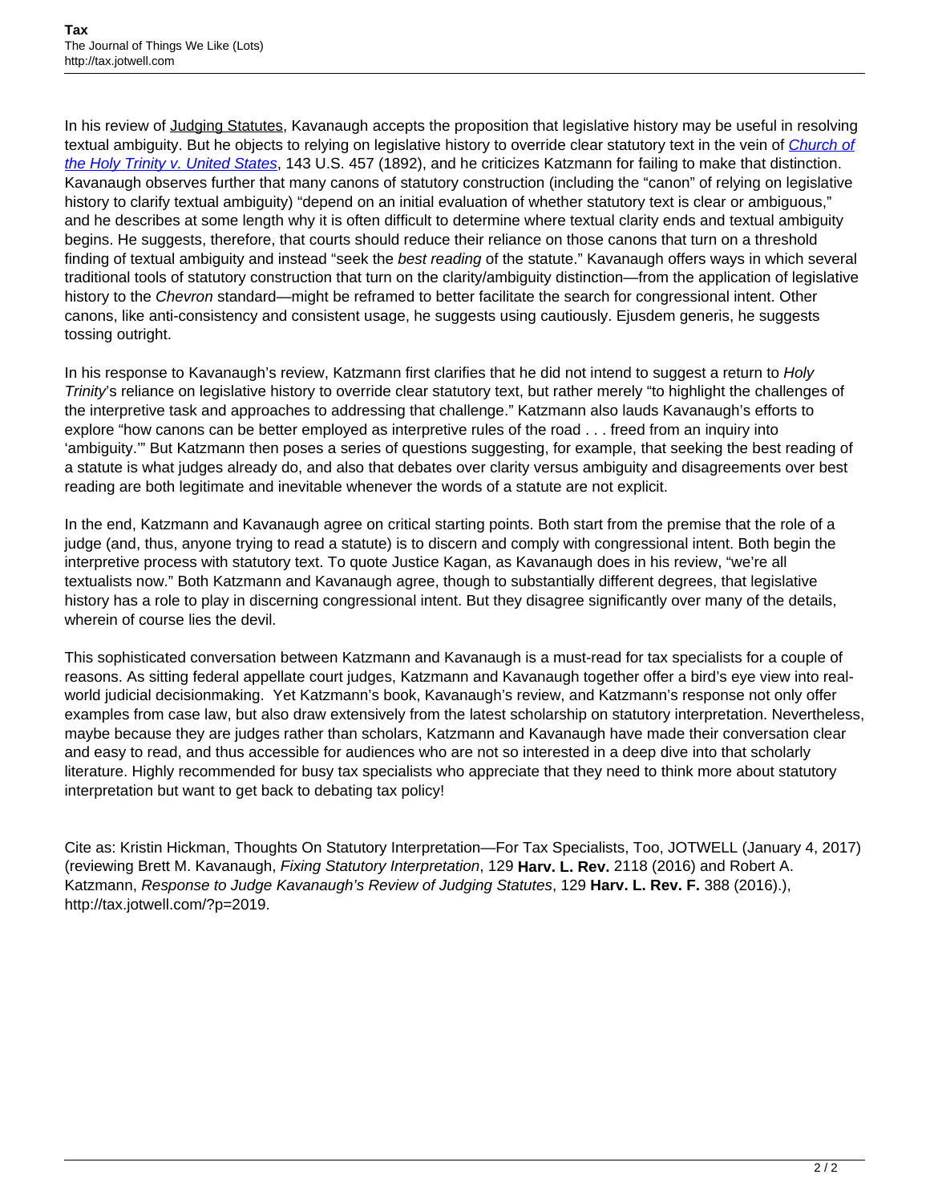In his review of Judging Statutes, Kavanaugh accepts the proposition that legislative history may be useful in resolving textual ambiguity. But he objects to relying on legislative history to override clear statutory text in the vein of *Church of the Holy Trinity v. United States*, 143 U.S. 457 (1892), and he criticizes Katzmann for failing to make that distinction. Kavanaugh observes further that many canons of statutory construction (including the "canon" of relying on legislative history to clarify textual ambiguity) "depend on an initial evaluation of whether statutory text is clear or ambiguous," and he describes at some length why it is often difficult to determine where textual clarity ends and textual ambiguity begins. He suggests, therefore, that courts should reduce their reliance on those canons that turn on a threshold finding of textual ambiguity and instead "seek the *best reading* of the statute." Kavanaugh offers ways in which several traditional tools of statutory construction that turn on the clarity/ambiguity distinction—from the application of legislative history to the *Chevron* standard—might be reframed to better facilitate the search for congressional intent. Other canons, like anti-consistency and consistent usage, he suggests using cautiously. Ejusdem generis, he suggests tossing outright.

In his response to Kavanaugh's review, Katzmann first clarifies that he did not intend to suggest a return to *Holy Trinity*'s reliance on legislative history to override clear statutory text, but rather merely "to highlight the challenges of the interpretive task and approaches to addressing that challenge." Katzmann also lauds Kavanaugh's efforts to explore "how canons can be better employed as interpretive rules of the road . . . freed from an inquiry into 'ambiguity.'" But Katzmann then poses a series of questions suggesting, for example, that seeking the best reading of a statute is what judges already do, and also that debates over clarity versus ambiguity and disagreements over best reading are both legitimate and inevitable whenever the words of a statute are not explicit.

In the end, Katzmann and Kavanaugh agree on critical starting points. Both start from the premise that the role of a judge (and, thus, anyone trying to read a statute) is to discern and comply with congressional intent. Both begin the interpretive process with statutory text. To quote Justice Kagan, as Kavanaugh does in his review, "we're all textualists now." Both Katzmann and Kavanaugh agree, though to substantially different degrees, that legislative history has a role to play in discerning congressional intent. But they disagree significantly over many of the details, wherein of course lies the devil.

This sophisticated conversation between Katzmann and Kavanaugh is a must-read for tax specialists for a couple of reasons. As sitting federal appellate court judges, Katzmann and Kavanaugh together offer a bird's eye view into real-world judicial decisionmaking. Yet Katzmann's book, Kavanaugh's review, and Katzmann's response not only offer examples from case law, but also draw extensively from the latest scholarship on statutory interpretation. Nevertheless, maybe because they are judges rather than scholars, Katzmann and Kavanaugh have made their conversation clear and easy to read, and thus accessible for audiences who are not so interested in a deep dive into that scholarly literature. Highly recommended for busy tax specialists who appreciate that they need to think more about statutory interpretation but want to get back to debating tax policy!

Cite as: Kristin Hickman, Thoughts On Statutory Interpretation—For Tax Specialists, Too, JOTWELL (January 4, 2017) (reviewing Brett M. Kavanaugh, *Fixing Statutory Interpretation*, 129 **Harv. L. Rev.** 2118 (2016) and Robert A. Katzmann, *Response to Judge Kavanaugh's Review of Judging Statutes*, 129 **Harv. L. Rev. F.** 388 (2016).), http://tax.jotwell.com/?p=2019.